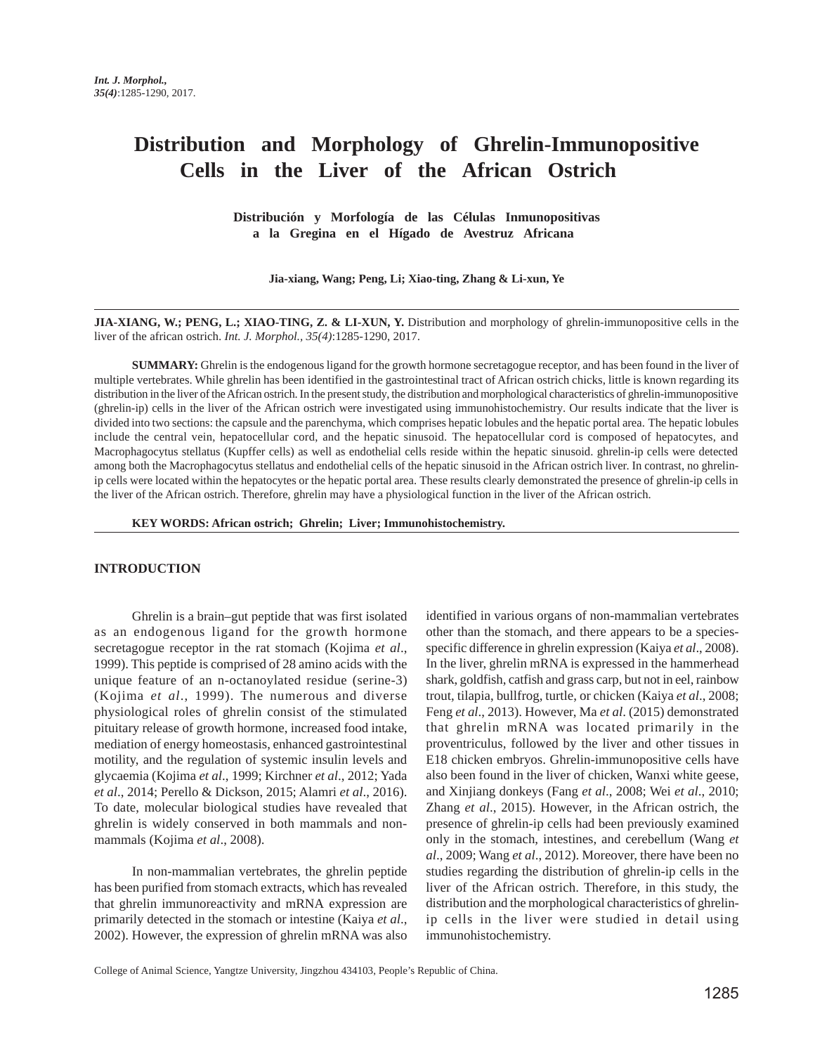# Distribution and Morphology of Ghrelin-Immunopositive Cells in the Liver of the African Ostrich

**Distribución y Morfología de las Células Inmunopositivas a la Gregina en el Hígado de Avestruz Africana**

**Jia-xiang, Wang; Peng, Li; Xiao-ting, Zhang & Li-xun, Ye**

**JIA-XIANG, W.; PENG, L.; XIAO-TING, Z. & LI-XUN, Y.** Distribution and morphology of ghrelin-immunopositive cells in the liver of the african ostrich. *Int. J. Morphol., 35(4)*:1285-1290, 2017.

**SUMMARY:** Ghrelin is the endogenous ligand for the growth hormone secretagogue receptor, and has been found in the liver of multiple vertebrates. While ghrelin has been identified in the gastrointestinal tract of African ostrich chicks, little is known regarding its distribution in the liver of the African ostrich. In the present study, the distribution and morphological characteristics of ghrelin-immunopositive (ghrelin-ip) cells in the liver of the African ostrich were investigated using immunohistochemistry. Our results indicate that the liver is divided into two sections: the capsule and the parenchyma, which comprises hepatic lobules and the hepatic portal area. The hepatic lobules include the central vein, hepatocellular cord, and the hepatic sinusoid. The hepatocellular cord is composed of hepatocytes, and Macrophagocytus stellatus (Kupffer cells) as well as endothelial cells reside within the hepatic sinusoid. ghrelin-ip cells were detected among both the Macrophagocytus stellatus and endothelial cells of the hepatic sinusoid in the African ostrich liver. In contrast, no ghrelin-ip cells were located within the hepatocytes or the hepatic portal area. These results clearly demonstrated the presence of ghrelin-ip cells in the liver of the African ostrich. Therefore, ghrelin may have a physiological function in the liver of the African ostrich.

**KEY WORDS: African ostrich; Ghrelin; Liver; Immunohistochemistry.**

## INTRODUCTION

Ghrelin is a brain–gut peptide that was first isolated as an endogenous ligand for the growth hormone secretagogue receptor in the rat stomach (Kojima *et al*., 1999). This peptide is comprised of 28 amino acids with the unique feature of an n-octanoylated residue (serine-3) (Kojima *et al*., 1999). The numerous and diverse physiological roles of ghrelin consist of the stimulated pituitary release of growth hormone, increased food intake, mediation of energy homeostasis, enhanced gastrointestinal motility, and the regulation of systemic insulin levels and glycaemia (Kojima *et al*., 1999; Kirchner *et al*., 2012; Yada *et al*., 2014; Perello & Dickson, 2015; Alamri *et al*., 2016). To date, molecular biological studies have revealed that ghrelin is widely conserved in both mammals and non-mammals (Kojima *et al*., 2008).

In non-mammalian vertebrates, the ghrelin peptide has been purified from stomach extracts, which has revealed that ghrelin immunoreactivity and mRNA expression are primarily detected in the stomach or intestine (Kaiya *et al*., 2002). However, the expression of ghrelin mRNA was also identified in various organs of non-mammalian vertebrates other than the stomach, and there appears to be a species-specific difference in ghrelin expression (Kaiya *et al*., 2008). In the liver, ghrelin mRNA is expressed in the hammerhead shark, goldfish, catfish and grass carp, but not in eel, rainbow trout, tilapia, bullfrog, turtle, or chicken (Kaiya *et al*., 2008; Feng *et al*., 2013). However, Ma *et al*. (2015) demonstrated that ghrelin mRNA was located primarily in the proventriculus, followed by the liver and other tissues in E18 chicken embryos. Ghrelin-immunopositive cells have also been found in the liver of chicken, Wanxi white geese, and Xinjiang donkeys (Fang *et al*., 2008; Wei *et al*., 2010; Zhang *et al*., 2015). However, in the African ostrich, the presence of ghrelin-ip cells had been previously examined only in the stomach, intestines, and cerebellum (Wang *et al*., 2009; Wang *et al*., 2012). Moreover, there have been no studies regarding the distribution of ghrelin-ip cells in the liver of the African ostrich. Therefore, in this study, the distribution and the morphological characteristics of ghrelin-ip cells in the liver were studied in detail using immunohistochemistry.

College of Animal Science, Yangtze University, Jingzhou 434103, People's Republic of China.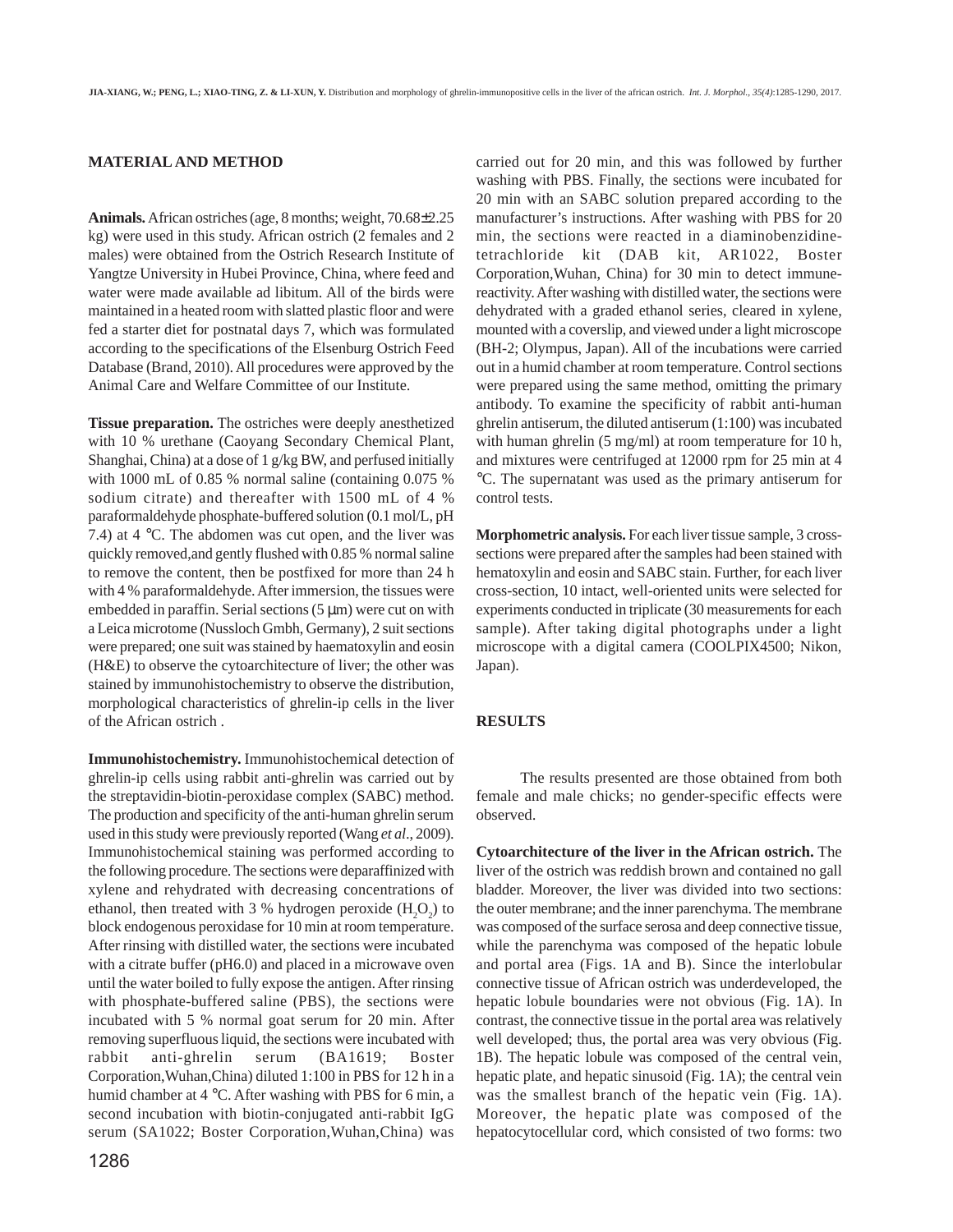## MATERIAL AND METHOD

**Animals.** African ostriches (age, 8 months; weight, 70.68±2.25 kg) were used in this study. African ostrich (2 females and 2 males) were obtained from the Ostrich Research Institute of Yangtze University in Hubei Province, China, where feed and water were made available ad libitum. All of the birds were maintained in a heated room with slatted plastic floor and were fed a starter diet for postnatal days 7, which was formulated according to the specifications of the Elsenburg Ostrich Feed Database (Brand, 2010). All procedures were approved by the Animal Care and Welfare Committee of our Institute.

**Tissue preparation.** The ostriches were deeply anesthetized with 10 % urethane (Caoyang Secondary Chemical Plant, Shanghai, China) at a dose of 1 g/kg BW, and perfused initially with 1000 mL of 0.85 % normal saline (containing 0.075 % sodium citrate) and thereafter with 1500 mL of 4 % paraformaldehyde phosphate-buffered solution (0.1 mol/L, pH 7.4) at 4 °C. The abdomen was cut open, and the liver was quickly removed,and gently flushed with 0.85 % normal saline to remove the content, then be postfixed for more than 24 h with 4 % paraformaldehyde. After immersion, the tissues were embedded in paraffin. Serial sections (5 µm) were cut on with a Leica microtome (Nussloch Gmbh, Germany), 2 suit sections were prepared; one suit was stained by haematoxylin and eosin (H&E) to observe the cytoarchitecture of liver; the other was stained by immunohistochemistry to observe the distribution, morphological characteristics of ghrelin-ip cells in the liver of the African ostrich .

**Immunohistochemistry.** Immunohistochemical detection of ghrelin-ip cells using rabbit anti-ghrelin was carried out by the streptavidin-biotin-peroxidase complex (SABC) method. The production and specificity of the anti-human ghrelin serum used in this study were previously reported (Wang *et al*., 2009). Immunohistochemical staining was performed according to the following procedure. The sections were deparaffinized with xylene and rehydrated with decreasing concentrations of ethanol, then treated with 3 % hydrogen peroxide ($H_2O_2$) to block endogenous peroxidase for 10 min at room temperature. After rinsing with distilled water, the sections were incubated with a citrate buffer (pH6.0) and placed in a microwave oven until the water boiled to fully expose the antigen. After rinsing with phosphate-buffered saline (PBS), the sections were incubated with 5 % normal goat serum for 20 min. After removing superfluous liquid, the sections were incubated with rabbit anti-ghrelin serum (BA1619; Boster Corporation,Wuhan,China) diluted 1:100 in PBS for 12 h in a humid chamber at 4 °C. After washing with PBS for 6 min, a second incubation with biotin-conjugated anti-rabbit IgG serum (SA1022; Boster Corporation,Wuhan,China) was carried out for 20 min, and this was followed by further washing with PBS. Finally, the sections were incubated for 20 min with an SABC solution prepared according to the manufacturer's instructions. After washing with PBS for 20 min, the sections were reacted in a diaminobenzidine-tetrachloride kit (DAB kit, AR1022, Boster Corporation,Wuhan, China) for 30 min to detect immune-reactivity. After washing with distilled water, the sections were dehydrated with a graded ethanol series, cleared in xylene, mounted with a coverslip, and viewed under a light microscope (BH-2; Olympus, Japan). All of the incubations were carried out in a humid chamber at room temperature. Control sections were prepared using the same method, omitting the primary antibody. To examine the specificity of rabbit anti-human ghrelin antiserum, the diluted antiserum (1:100) was incubated with human ghrelin (5 mg/ml) at room temperature for 10 h, and mixtures were centrifuged at 12000 rpm for 25 min at 4 °C. The supernatant was used as the primary antiserum for control tests.

**Morphometric analysis.** For each liver tissue sample, 3 cross-sections were prepared after the samples had been stained with hematoxylin and eosin and SABC stain. Further, for each liver cross-section, 10 intact, well-oriented units were selected for experiments conducted in triplicate (30 measurements for each sample). After taking digital photographs under a light microscope with a digital camera (COOLPIX4500; Nikon, Japan).

## RESULTS

The results presented are those obtained from both female and male chicks; no gender-specific effects were observed.

**Cytoarchitecture of the liver in the African ostrich.** The liver of the ostrich was reddish brown and contained no gall bladder. Moreover, the liver was divided into two sections: the outer membrane; and the inner parenchyma. The membrane was composed of the surface serosa and deep connective tissue, while the parenchyma was composed of the hepatic lobule and portal area (Figs. 1A and B). Since the interlobular connective tissue of African ostrich was underdeveloped, the hepatic lobule boundaries were not obvious (Fig. 1A). In contrast, the connective tissue in the portal area was relatively well developed; thus, the portal area was very obvious (Fig. 1B). The hepatic lobule was composed of the central vein, hepatic plate, and hepatic sinusoid (Fig. 1A); the central vein was the smallest branch of the hepatic vein (Fig. 1A). Moreover, the hepatic plate was composed of the hepatocytocellular cord, which consisted of two forms: two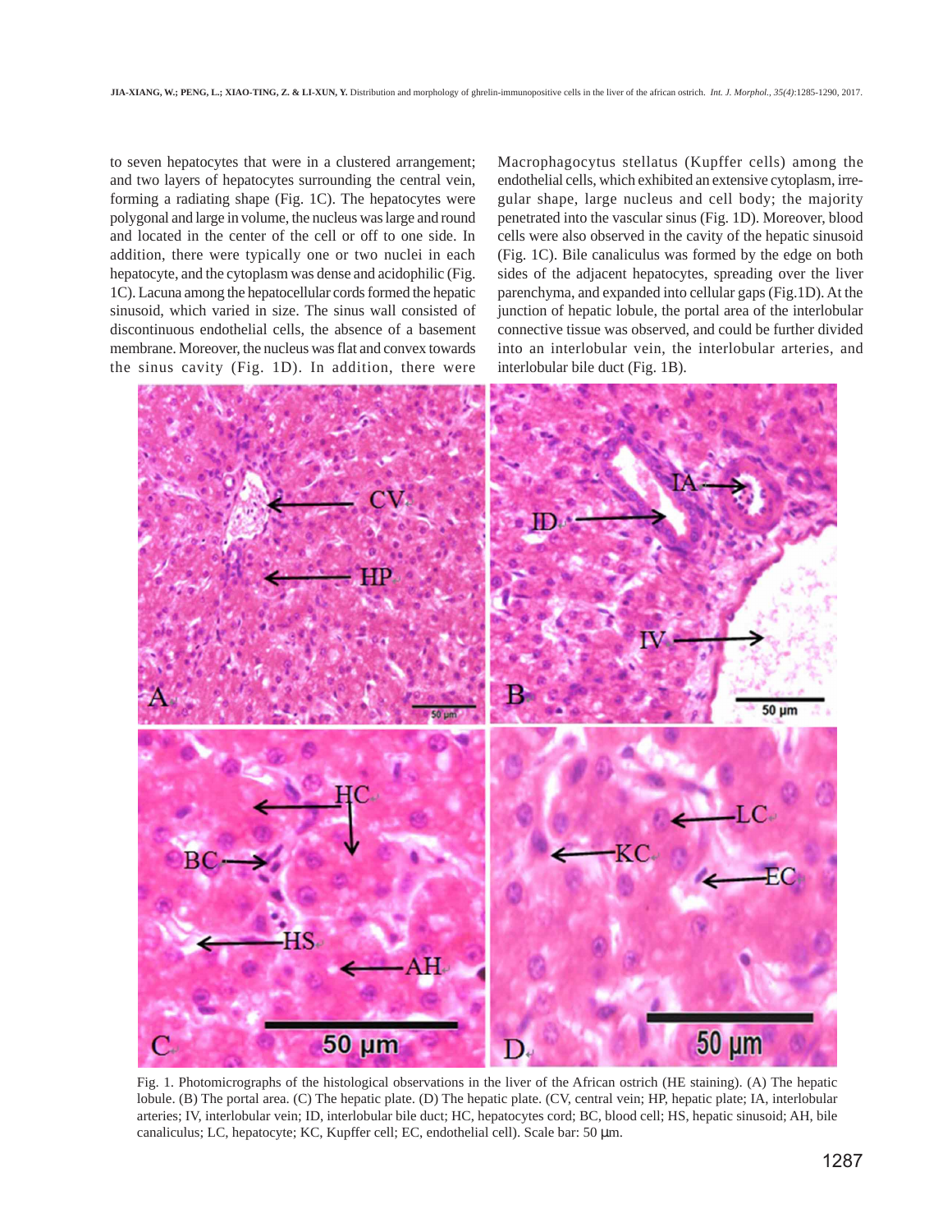to seven hepatocytes that were in a clustered arrangement; and two layers of hepatocytes surrounding the central vein, forming a radiating shape (Fig. 1C). The hepatocytes were polygonal and large in volume, the nucleus was large and round and located in the center of the cell or off to one side. In addition, there were typically one or two nuclei in each hepatocyte, and the cytoplasm was dense and acidophilic (Fig. 1C). Lacuna among the hepatocellular cords formed the hepatic sinusoid, which varied in size. The sinus wall consisted of discontinuous endothelial cells, the absence of a basement membrane. Moreover, the nucleus was flat and convex towards the sinus cavity (Fig. 1D). In addition, there were Macrophagocytus stellatus (Kupffer cells) among the endothelial cells, which exhibited an extensive cytoplasm, irregular shape, large nucleus and cell body; the majority penetrated into the vascular sinus (Fig. 1D). Moreover, blood cells were also observed in the cavity of the hepatic sinusoid (Fig. 1C). Bile canaliculus was formed by the edge on both sides of the adjacent hepatocytes, spreading over the liver parenchyma, and expanded into cellular gaps (Fig.1D). At the junction of hepatic lobule, the portal area of the interlobular connective tissue was observed, and could be further divided into an interlobular vein, the interlobular arteries, and interlobular bile duct (Fig. 1B).

Fig. 1. Photomicrographs of the histological observations in the liver of the African ostrich (HE staining). (A) The hepatic lobule. (B) The portal area. (C) The hepatic plate. (D) The hepatic plate. (CV, central vein; HP, hepatic plate; IA, interlobular arteries; IV, interlobular vein; ID, interlobular bile duct; HC, hepatocytes cord; BC, blood cell; HS, hepatic sinusoid; AH, bile canaliculus; LC, hepatocyte; KC, Kupffer cell; EC, endothelial cell). Scale bar: 50 μm.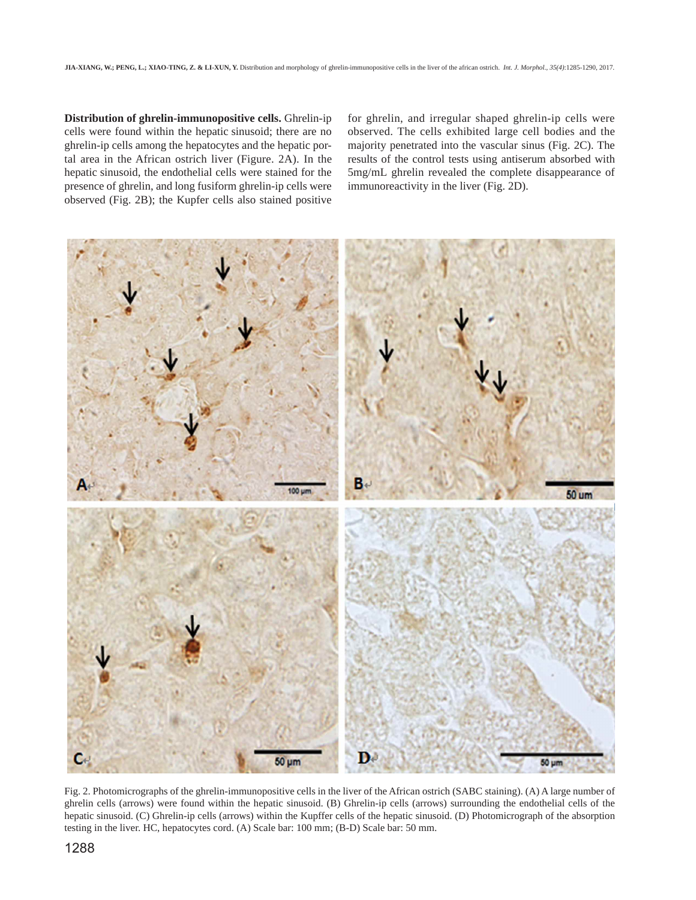**Distribution of ghrelin-immunopositive cells.** Ghrelin-ip cells were found within the hepatic sinusoid; there are no ghrelin-ip cells among the hepatocytes and the hepatic portal area in the African ostrich liver (Figure. 2A). In the hepatic sinusoid, the endothelial cells were stained for the presence of ghrelin, and long fusiform ghrelin-ip cells were observed (Fig. 2B); the Kupfer cells also stained positive for ghrelin, and irregular shaped ghrelin-ip cells were observed. The cells exhibited large cell bodies and the majority penetrated into the vascular sinus (Fig. 2C). The results of the control tests using antiserum absorbed with 5mg/mL ghrelin revealed the complete disappearance of immunoreactivity in the liver (Fig. 2D).

Fig. 2. Photomicrographs of the ghrelin-immunopositive cells in the liver of the African ostrich (SABC staining). (A) A large number of ghrelin cells (arrows) were found within the hepatic sinusoid. (B) Ghrelin-ip cells (arrows) surrounding the endothelial cells of the hepatic sinusoid. (C) Ghrelin-ip cells (arrows) within the Kupffer cells of the hepatic sinusoid. (D) Photomicrograph of the absorption testing in the liver. HC, hepatocytes cord. (A) Scale bar: 100 mm; (B-D) Scale bar: 50 mm.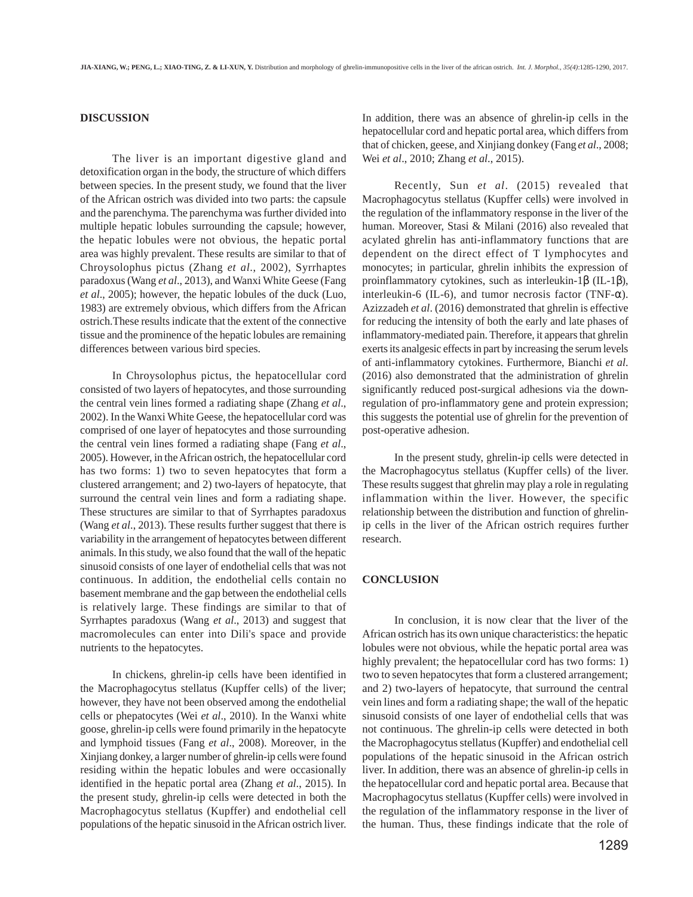## DISCUSSION

The liver is an important digestive gland and detoxification organ in the body, the structure of which differs between species. In the present study, we found that the liver of the African ostrich was divided into two parts: the capsule and the parenchyma. The parenchyma was further divided into multiple hepatic lobules surrounding the capsule; however, the hepatic lobules were not obvious, the hepatic portal area was highly prevalent. These results are similar to that of Chroysolophus pictus (Zhang *et al*., 2002), Syrrhaptes paradoxus (Wang *et al*., 2013), and Wanxi White Geese (Fang *et al*., 2005); however, the hepatic lobules of the duck (Luo, 1983) are extremely obvious, which differs from the African ostrich.These results indicate that the extent of the connective tissue and the prominence of the hepatic lobules are remaining differences between various bird species.

In Chroysolophus pictus, the hepatocellular cord consisted of two layers of hepatocytes, and those surrounding the central vein lines formed a radiating shape (Zhang *et al*., 2002). In the Wanxi White Geese, the hepatocellular cord was comprised of one layer of hepatocytes and those surrounding the central vein lines formed a radiating shape (Fang *et al*., 2005). However, in the African ostrich, the hepatocellular cord has two forms: 1) two to seven hepatocytes that form a clustered arrangement; and 2) two-layers of hepatocyte, that surround the central vein lines and form a radiating shape. These structures are similar to that of Syrrhaptes paradoxus (Wang *et al*., 2013). These results further suggest that there is variability in the arrangement of hepatocytes between different animals. In this study, we also found that the wall of the hepatic sinusoid consists of one layer of endothelial cells that was not continuous. In addition, the endothelial cells contain no basement membrane and the gap between the endothelial cells is relatively large. These findings are similar to that of Syrrhaptes paradoxus (Wang *et al*., 2013) and suggest that macromolecules can enter into Dili's space and provide nutrients to the hepatocytes.

In chickens, ghrelin-ip cells have been identified in the Macrophagocytus stellatus (Kupffer cells) of the liver; however, they have not been observed among the endothelial cells or phepatocytes (Wei *et al*., 2010). In the Wanxi white goose, ghrelin-ip cells were found primarily in the hepatocyte and lymphoid tissues (Fang *et al*., 2008). Moreover, in the Xinjiang donkey, a larger number of ghrelin-ip cells were found residing within the hepatic lobules and were occasionally identified in the hepatic portal area (Zhang *et al*., 2015). In the present study, ghrelin-ip cells were detected in both the Macrophagocytus stellatus (Kupffer) and endothelial cell populations of the hepatic sinusoid in the African ostrich liver. In addition, there was an absence of ghrelin-ip cells in the hepatocellular cord and hepatic portal area, which differs from that of chicken, geese, and Xinjiang donkey (Fang *et al*., 2008; Wei *et al*., 2010; Zhang *et al*., 2015).

Recently, Sun *et al*. (2015) revealed that Macrophagocytus stellatus (Kupffer cells) were involved in the regulation of the inflammatory response in the liver of the human. Moreover, Stasi & Milani (2016) also revealed that acylated ghrelin has anti-inflammatory functions that are dependent on the direct effect of T lymphocytes and monocytes; in particular, ghrelin inhibits the expression of proinflammatory cytokines, such as interleukin-1β (IL-1β), interleukin-6 (IL-6), and tumor necrosis factor (TNF-α). Azizzadeh *et al*. (2016) demonstrated that ghrelin is effective for reducing the intensity of both the early and late phases of inflammatory-mediated pain. Therefore, it appears that ghrelin exerts its analgesic effects in part by increasing the serum levels of anti-inflammatory cytokines. Furthermore, Bianchi *et al*. (2016) also demonstrated that the administration of ghrelin significantly reduced post-surgical adhesions via the down-regulation of pro-inflammatory gene and protein expression; this suggests the potential use of ghrelin for the prevention of post-operative adhesion.

In the present study, ghrelin-ip cells were detected in the Macrophagocytus stellatus (Kupffer cells) of the liver. These results suggest that ghrelin may play a role in regulating inflammation within the liver. However, the specific relationship between the distribution and function of ghrelin-ip cells in the liver of the African ostrich requires further research.

## CONCLUSION

In conclusion, it is now clear that the liver of the African ostrich has its own unique characteristics: the hepatic lobules were not obvious, while the hepatic portal area was highly prevalent; the hepatocellular cord has two forms: 1) two to seven hepatocytes that form a clustered arrangement; and 2) two-layers of hepatocyte, that surround the central vein lines and form a radiating shape; the wall of the hepatic sinusoid consists of one layer of endothelial cells that was not continuous. The ghrelin-ip cells were detected in both the Macrophagocytus stellatus (Kupffer) and endothelial cell populations of the hepatic sinusoid in the African ostrich liver. In addition, there was an absence of ghrelin-ip cells in the hepatocellular cord and hepatic portal area. Because that Macrophagocytus stellatus (Kupffer cells) were involved in the regulation of the inflammatory response in the liver of the human. Thus, these findings indicate that the role of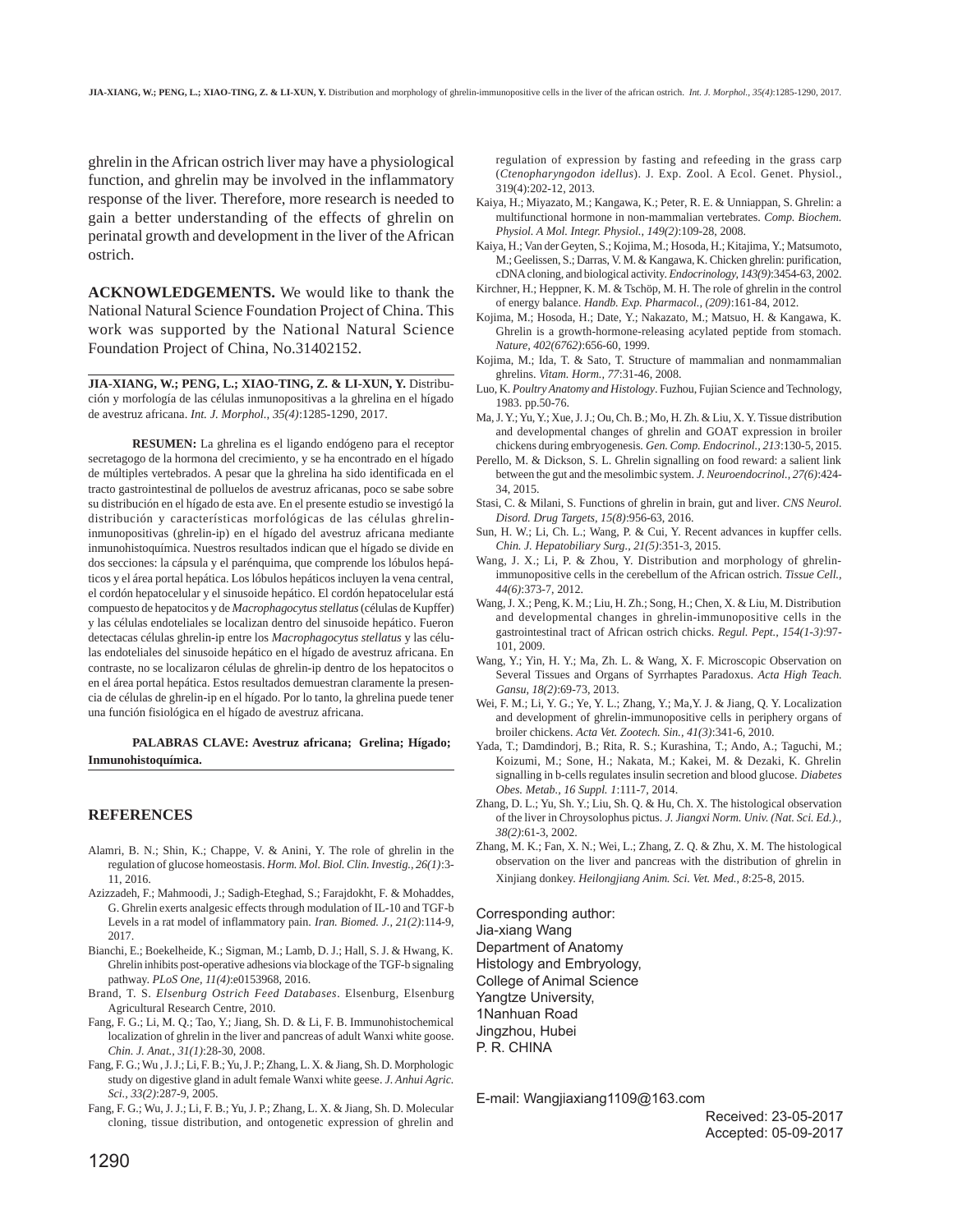ghrelin in the African ostrich liver may have a physiological function, and ghrelin may be involved in the inflammatory response of the liver. Therefore, more research is needed to gain a better understanding of the effects of ghrelin on perinatal growth and development in the liver of the African ostrich.

**ACKNOWLEDGEMENTS.** We would like to thank the National Natural Science Foundation Project of China. This work was supported by the National Natural Science Foundation Project of China, No.31402152.

**JIA-XIANG, W.; PENG, L.; XIAO-TING, Z. & LI-XUN, Y.** Distribución y morfología de las células inmunopositivas a la ghrelina en el hígado de avestruz africana. *Int. J. Morphol., 35(4)*:1285-1290, 2017.

**RESUMEN:** La ghrelina es el ligando endógeno para el receptor secretagogo de la hormona del crecimiento, y se ha encontrado en el hígado de múltiples vertebrados. A pesar que la ghrelina ha sido identificada en el tracto gastrointestinal de polluelos de avestruz africanas, poco se sabe sobre su distribución en el hígado de esta ave. En el presente estudio se investigó la distribución y características morfológicas de las células ghrelin-inmunopositivas (ghrelin-ip) en el hígado del avestruz africana mediante inmunohistoquímica. Nuestros resultados indican que el hígado se divide en dos secciones: la cápsula y el parénquima, que comprende los lóbulos hepáticos y el área portal hepática. Los lóbulos hepáticos incluyen la vena central, el cordón hepatocelular y el sinusoide hepático. El cordón hepatocelular está compuesto de hepatocitos y de *Macrophagocytus stellatus* (células de Kupffer) y las células endoteliales se localizan dentro del sinusoide hepático. Fueron detectacas células ghrelin-ip entre los *Macrophagocytus stellatus* y las células endoteliales del sinusoide hepático en el hígado de avestruz africana. En contraste, no se localizaron células de ghrelin-ip dentro de los hepatocitos o en el área portal hepática. Estos resultados demuestran claramente la presencia de células de ghrelin-ip en el hígado. Por lo tanto, la ghrelina puede tener una función fisiológica en el hígado de avestruz africana.

**PALABRAS CLAVE: Avestruz africana; Grelina; Hígado; Inmunohistoquímica.**

## REFERENCES

Alamri, B. N.; Shin, K.; Chappe, V. & Anini, Y. The role of ghrelin in the regulation of glucose homeostasis. *Horm. Mol. Biol. Clin. Investig., 26(1)*:3-11, 2016.

Azizzadeh, F.; Mahmoodi, J.; Sadigh-Eteghad, S.; Farajdokht, F. & Mohaddes, G. Ghrelin exerts analgesic effects through modulation of IL-10 and TGF-b Levels in a rat model of inflammatory pain. *Iran. Biomed. J., 21(2)*:114-9, 2017.

Bianchi, E.; Boekelheide, K.; Sigman, M.; Lamb, D. J.; Hall, S. J. & Hwang, K. Ghrelin inhibits post-operative adhesions via blockage of the TGF-b signaling pathway. *PLoS One, 11(4)*:e0153968, 2016.

Brand, T. S. *Elsenburg Ostrich Feed Databases*. Elsenburg, Elsenburg Agricultural Research Centre, 2010.

Fang, F. G.; Li, M. Q.; Tao, Y.; Jiang, Sh. D. & Li, F. B. Immunohistochemical localization of ghrelin in the liver and pancreas of adult Wanxi white goose. *Chin. J. Anat., 31(1)*:28-30, 2008.

Fang, F. G.; Wu , J. J.; Li, F. B.; Yu, J. P.; Zhang, L. X. & Jiang, Sh. D. Morphologic study on digestive gland in adult female Wanxi white geese. *J. Anhui Agric. Sci., 33(2)*:287-9, 2005.

Fang, F. G.; Wu, J. J.; Li, F. B.; Yu, J. P.; Zhang, L. X. & Jiang, Sh. D. Molecular cloning, tissue distribution, and ontogenetic expression of ghrelin and regulation of expression by fasting and refeeding in the grass carp (*Ctenopharyngodon idellus*). J. Exp. Zool. A Ecol. Genet. Physiol., 319(4):202-12, 2013.

Kaiya, H.; Miyazato, M.; Kangawa, K.; Peter, R. E. & Unniappan, S. Ghrelin: a multifunctional hormone in non-mammalian vertebrates. *Comp. Biochem. Physiol. A Mol. Integr. Physiol., 149(2)*:109-28, 2008.

Kaiya, H.; Van der Geyten, S.; Kojima, M.; Hosoda, H.; Kitajima, Y.; Matsumoto, M.; Geelissen, S.; Darras, V. M. & Kangawa, K. Chicken ghrelin: purification, cDNA cloning, and biological activity. *Endocrinology, 143(9)*:3454-63, 2002.

Kirchner, H.; Heppner, K. M. & Tschöp, M. H. The role of ghrelin in the control of energy balance. *Handb. Exp. Pharmacol., (209)*:161-84, 2012.

Kojima, M.; Hosoda, H.; Date, Y.; Nakazato, M.; Matsuo, H. & Kangawa, K. Ghrelin is a growth-hormone-releasing acylated peptide from stomach. *Nature, 402(6762)*:656-60, 1999.

Kojima, M.; Ida, T. & Sato, T. Structure of mammalian and nonmammalian ghrelins. *Vitam. Horm., 77*:31-46, 2008.

Luo, K. *Poultry Anatomy and Histology*. Fuzhou, Fujian Science and Technology, 1983. pp.50-76.

Ma, J. Y.; Yu, Y.; Xue, J. J.; Ou, Ch. B.; Mo, H. Zh. & Liu, X. Y. Tissue distribution and developmental changes of ghrelin and GOAT expression in broiler chickens during embryogenesis. *Gen. Comp. Endocrinol., 213*:130-5, 2015.

Perello, M. & Dickson, S. L. Ghrelin signalling on food reward: a salient link between the gut and the mesolimbic system. *J. Neuroendocrinol., 27(6)*:424-34, 2015.

Stasi, C. & Milani, S. Functions of ghrelin in brain, gut and liver. *CNS Neurol. Disord. Drug Targets, 15(8)*:956-63, 2016.

Sun, H. W.; Li, Ch. L.; Wang, P. & Cui, Y. Recent advances in kupffer cells. *Chin. J. Hepatobiliary Surg., 21(5)*:351-3, 2015.

Wang, J. X.; Li, P. & Zhou, Y. Distribution and morphology of ghrelin-immunopositive cells in the cerebellum of the African ostrich. *Tissue Cell., 44(6)*:373-7, 2012.

Wang, J. X.; Peng, K. M.; Liu, H. Zh.; Song, H.; Chen, X. & Liu, M. Distribution and developmental changes in ghrelin-immunopositive cells in the gastrointestinal tract of African ostrich chicks. *Regul. Pept., 154(1-3)*:97-101, 2009.

Wang, Y.; Yin, H. Y.; Ma, Zh. L. & Wang, X. F. Microscopic Observation on Several Tissues and Organs of Syrrhaptes Paradoxus. *Acta High Teach. Gansu, 18(2)*:69-73, 2013.

Wei, F. M.; Li, Y. G.; Ye, Y. L.; Zhang, Y.; Ma,Y. J. & Jiang, Q. Y. Localization and development of ghrelin-immunopositive cells in periphery organs of broiler chickens. *Acta Vet. Zootech. Sin., 41(3)*:341-6, 2010.

Yada, T.; Damdindorj, B.; Rita, R. S.; Kurashina, T.; Ando, A.; Taguchi, M.; Koizumi, M.; Sone, H.; Nakata, M.; Kakei, M. & Dezaki, K. Ghrelin signalling in b-cells regulates insulin secretion and blood glucose. *Diabetes Obes. Metab., 16 Suppl. 1*:111-7, 2014.

Zhang, D. L.; Yu, Sh. Y.; Liu, Sh. Q. & Hu, Ch. X. The histological observation of the liver in Chroysolophus pictus. *J. Jiangxi Norm. Univ. (Nat. Sci. Ed.), 38(2)*:61-3, 2002.

Zhang, M. K.; Fan, X. N.; Wei, L.; Zhang, Z. Q. & Zhu, X. M. The histological observation on the liver and pancreas with the distribution of ghrelin in Xinjiang donkey. *Heilongjiang Anim. Sci. Vet. Med., 8*:25-8, 2015.

Corresponding author:
Jia-xiang Wang
Department of Anatomy
Histology and Embryology,
College of Animal Science
Yangtze University,
1Nanhuan Road
Jingzhou, Hubei
P. R. CHINA

E-mail: Wangjiaxiang1109@163.com

Received: 23-05-2017
Accepted: 05-09-2017